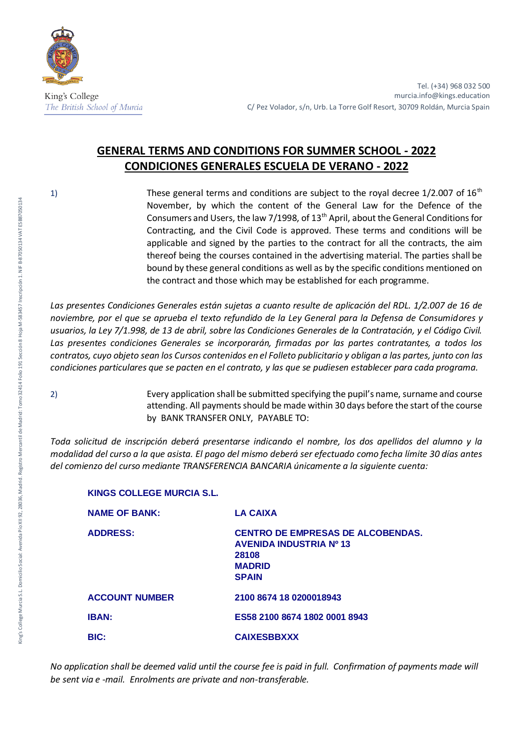King's College
*The British School of Murcia*

Tel. (+34) 968 032 500
murcia.info@kings.education
C/ Pez Volador, s/n, Urb. La Torre Golf Resort, 30709 Roldán, Murcia Spain

King's College Murcia S.L. Domicilio Social: Avenida Pío XII 92, 28036, Madrid. Registro Mercantil de Madrid: Tomo 32414 Folio 191 Sección 8 Hoja M-583457 Inscripción 1. NIF B-87050134 VAT ESB87050134

# GENERAL TERMS AND CONDITIONS FOR SUMMER SCHOOL - 2022
# CONDICIONES GENERALES ESCUELA DE VERANO - 2022

1) These general terms and conditions are subject to the royal decree 1/2.007 of 16th November, by which the content of the General Law for the Defence of the Consumers and Users, the law 7/1998, of 13th April, about the General Conditions for Contracting, and the Civil Code is approved. These terms and conditions will be applicable and signed by the parties to the contract for all the contracts, the aim thereof being the courses contained in the advertising material. The parties shall be bound by these general conditions as well as by the specific conditions mentioned on the contract and those which may be established for each programme.

*Las presentes Condiciones Generales están sujetas a cuanto resulte de aplicación del RDL. 1/2.007 de 16 de noviembre, por el que se aprueba el texto refundido de la Ley General para la Defensa de Consumidores y usuarios, la Ley 7/1.998, de 13 de abril, sobre las Condiciones Generales de la Contratación, y el Código Civil. Las presentes condiciones Generales se incorporarán, firmadas por las partes contratantes, a todos los contratos, cuyo objeto sean los Cursos contenidos en el Folleto publicitario y obligan a las partes, junto con las condiciones particulares que se pacten en el contrato, y las que se pudiesen establecer para cada programa.*

2) Every application shall be submitted specifying the pupil's name, surname and course attending. All payments should be made within 30 days before the start of the course by BANK TRANSFER ONLY, PAYABLE TO:

*Toda solicitud de inscripción deberá presentarse indicando el nombre, los dos apellidos del alumno y la modalidad del curso a la que asista. El pago del mismo deberá ser efectuado como fecha límite 30 días antes del comienzo del curso mediante TRANSFERENCIA BANCARIA únicamente a la siguiente cuenta:*

**KINGS COLLEGE MURCIA S.L.**

| | |
|---|---|
| **NAME OF BANK:** | **LA CAIXA** |
| **ADDRESS:** | **CENTRO DE EMPRESAS DE ALCOBENDAS.**<br>**AVENIDA INDUSTRIA Nº 13**<br>**28108**<br>**MADRID**<br>**SPAIN** |
| **ACCOUNT NUMBER** | **2100 8674 18 0200018943** |
| **IBAN:** | **ES58 2100 8674 1802 0001 8943** |
| **BIC:** | **CAIXESBBXXX** |

*No application shall be deemed valid until the course fee is paid in full. Confirmation of payments made will be sent via e -mail. Enrolments are private and non-transferable.*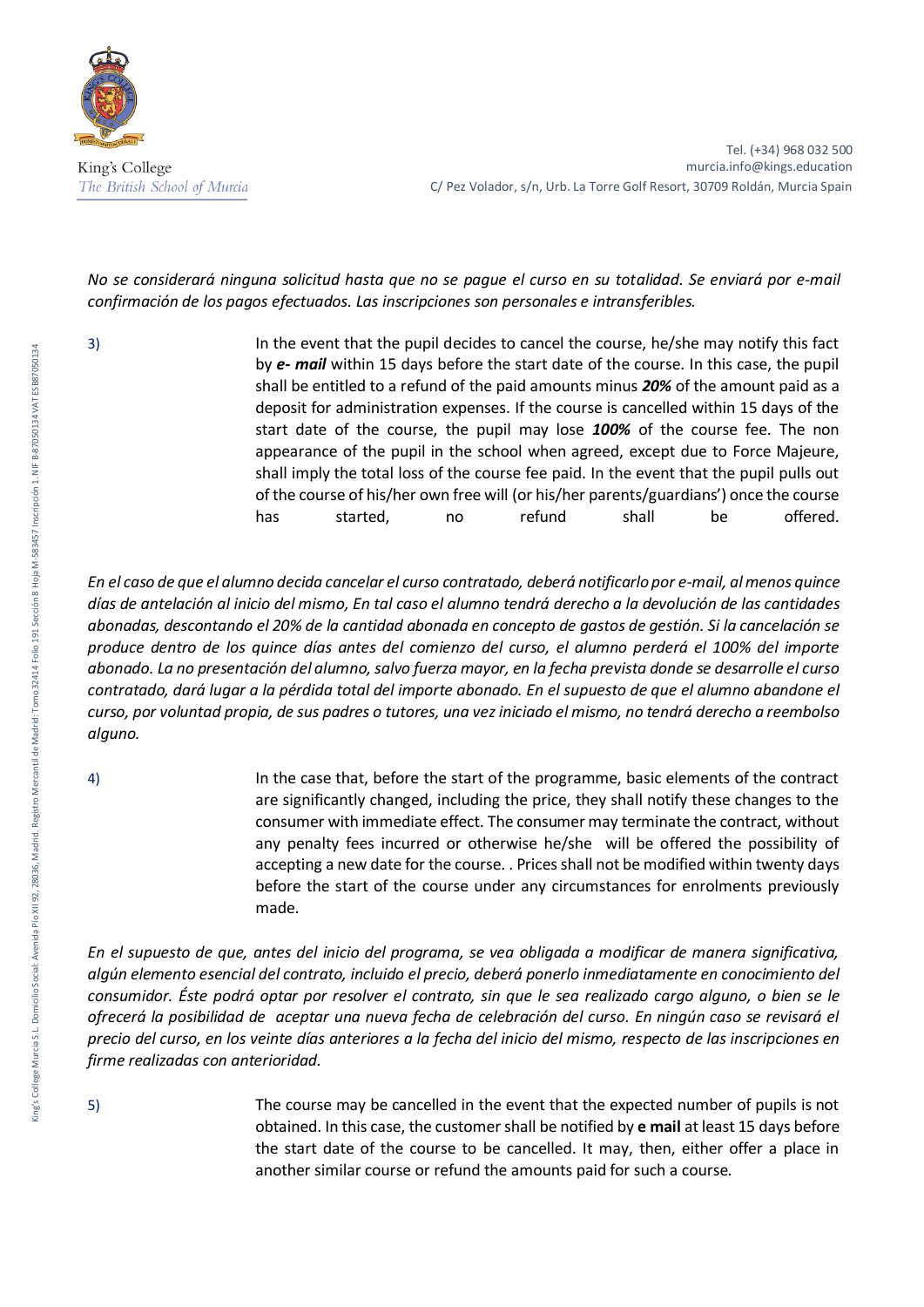*No se considerará ninguna solicitud hasta que no se pague el curso en su totalidad. Se enviará por e-mail confirmación de los pagos efectuados. Las inscripciones son personales e intransferibles.*

3) In the event that the pupil decides to cancel the course, he/she may notify this fact by ***e- mail*** within 15 days before the start date of the course. In this case, the pupil shall be entitled to a refund of the paid amounts minus ***20%*** of the amount paid as a deposit for administration expenses. If the course is cancelled within 15 days of the start date of the course, the pupil may lose ***100%*** of the course fee. The non appearance of the pupil in the school when agreed, except due to Force Majeure, shall imply the total loss of the course fee paid. In the event that the pupil pulls out of the course of his/her own free will (or his/her parents/guardians') once the course has started, no refund shall be offered.

*En el caso de que el alumno decida cancelar el curso contratado, deberá notificarlo por e-mail, al menos quince días de antelación al inicio del mismo, En tal caso el alumno tendrá derecho a la devolución de las cantidades abonadas, descontando el 20% de la cantidad abonada en concepto de gastos de gestión. Si la cancelación se produce dentro de los quince días antes del comienzo del curso, el alumno perderá el 100% del importe abonado. La no presentación del alumno, salvo fuerza mayor, en la fecha prevista donde se desarrolle el curso contratado, dará lugar a la pérdida total del importe abonado. En el supuesto de que el alumno abandone el curso, por voluntad propia, de sus padres o tutores, una vez iniciado el mismo, no tendrá derecho a reembolso alguno.*

4) In the case that, before the start of the programme, basic elements of the contract are significantly changed, including the price, they shall notify these changes to the consumer with immediate effect. The consumer may terminate the contract, without any penalty fees incurred or otherwise he/she will be offered the possibility of accepting a new date for the course. . Prices shall not be modified within twenty days before the start of the course under any circumstances for enrolments previously made.

*En el supuesto de que, antes del inicio del programa, se vea obligada a modificar de manera significativa, algún elemento esencial del contrato, incluido el precio, deberá ponerlo inmediatamente en conocimiento del consumidor. Éste podrá optar por resolver el contrato, sin que le sea realizado cargo alguno, o bien se le ofrecerá la posibilidad de aceptar una nueva fecha de celebración del curso. En ningún caso se revisará el precio del curso, en los veinte días anteriores a la fecha del inicio del mismo, respecto de las inscripciones en firme realizadas con anterioridad.*

5) The course may be cancelled in the event that the expected number of pupils is not obtained. In this case, the customer shall be notified by **e mail** at least 15 days before the start date of the course to be cancelled. It may, then, either offer a place in another similar course or refund the amounts paid for such a course.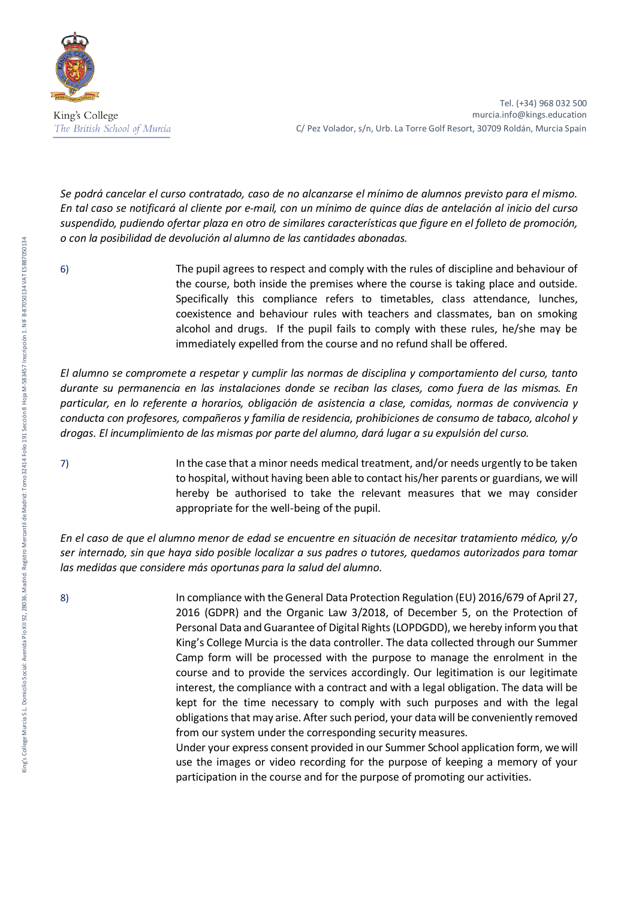*Se podrá cancelar el curso contratado, caso de no alcanzarse el mínimo de alumnos previsto para el mismo. En tal caso se notificará al cliente por e-mail, con un mínimo de quince días de antelación al inicio del curso suspendido, pudiendo ofertar plaza en otro de similares características que figure en el folleto de promoción, o con la posibilidad de devolución al alumno de las cantidades abonadas.*

6) The pupil agrees to respect and comply with the rules of discipline and behaviour of the course, both inside the premises where the course is taking place and outside. Specifically this compliance refers to timetables, class attendance, lunches, coexistence and behaviour rules with teachers and classmates, ban on smoking alcohol and drugs. If the pupil fails to comply with these rules, he/she may be immediately expelled from the course and no refund shall be offered.

*El alumno se compromete a respetar y cumplir las normas de disciplina y comportamiento del curso, tanto durante su permanencia en las instalaciones donde se reciban las clases, como fuera de las mismas. En particular, en lo referente a horarios, obligación de asistencia a clase, comidas, normas de convivencia y conducta con profesores, compañeros y familia de residencia, prohibiciones de consumo de tabaco, alcohol y drogas. El incumplimiento de las mismas por parte del alumno, dará lugar a su expulsión del curso.*

7) In the case that a minor needs medical treatment, and/or needs urgently to be taken to hospital, without having been able to contact his/her parents or guardians, we will hereby be authorised to take the relevant measures that we may consider appropriate for the well-being of the pupil.

*En el caso de que el alumno menor de edad se encuentre en situación de necesitar tratamiento médico, y/o ser internado, sin que haya sido posible localizar a sus padres o tutores, quedamos autorizados para tomar las medidas que considere más oportunas para la salud del alumno.*

8) In compliance with the General Data Protection Regulation (EU) 2016/679 of April 27, 2016 (GDPR) and the Organic Law 3/2018, of December 5, on the Protection of Personal Data and Guarantee of Digital Rights (LOPDGDD), we hereby inform you that King's College Murcia is the data controller. The data collected through our Summer Camp form will be processed with the purpose to manage the enrolment in the course and to provide the services accordingly. Our legitimation is our legitimate interest, the compliance with a contract and with a legal obligation. The data will be kept for the time necessary to comply with such purposes and with the legal obligations that may arise. After such period, your data will be conveniently removed from our system under the corresponding security measures.

Under your express consent provided in our Summer School application form, we will use the images or video recording for the purpose of keeping a memory of your participation in the course and for the purpose of promoting our activities.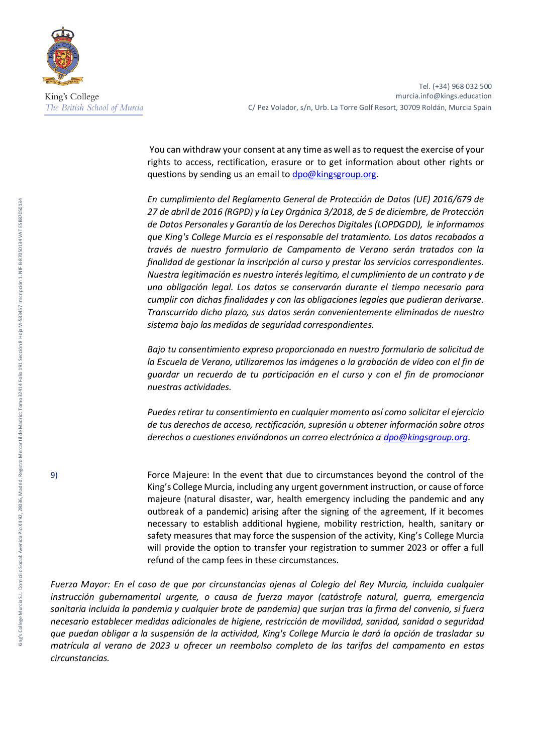You can withdraw your consent at any time as well as to request the exercise of your rights to access, rectification, erasure or to get information about other rights or questions by sending us an email to dpo@kingsgroup.org.

*En cumplimiento del Reglamento General de Protección de Datos (UE) 2016/679 de 27 de abril de 2016 (RGPD) y la Ley Orgánica 3/2018, de 5 de diciembre, de Protección de Datos Personales y Garantía de los Derechos Digitales (LOPDGDD), le informamos que King's College Murcia es el responsable del tratamiento. Los datos recabados a través de nuestro formulario de Campamento de Verano serán tratados con la finalidad de gestionar la inscripción al curso y prestar los servicios correspondientes. Nuestra legitimación es nuestro interés legítimo, el cumplimiento de un contrato y de una obligación legal. Los datos se conservarán durante el tiempo necesario para cumplir con dichas finalidades y con las obligaciones legales que pudieran derivarse. Transcurrido dicho plazo, sus datos serán convenientemente eliminados de nuestro sistema bajo las medidas de seguridad correspondientes.*

*Bajo tu consentimiento expreso proporcionado en nuestro formulario de solicitud de la Escuela de Verano, utilizaremos las imágenes o la grabación de vídeo con el fin de guardar un recuerdo de tu participación en el curso y con el fin de promocionar nuestras actividades.*

*Puedes retirar tu consentimiento en cualquier momento así como solicitar el ejercicio de tus derechos de acceso, rectificación, supresión u obtener información sobre otros derechos o cuestiones enviándonos un correo electrónico a dpo@kingsgroup.org.*

9) Force Majeure: In the event that due to circumstances beyond the control of the King's College Murcia, including any urgent government instruction, or cause of force majeure (natural disaster, war, health emergency including the pandemic and any outbreak of a pandemic) arising after the signing of the agreement, If it becomes necessary to establish additional hygiene, mobility restriction, health, sanitary or safety measures that may force the suspension of the activity, King's College Murcia will provide the option to transfer your registration to summer 2023 or offer a full refund of the camp fees in these circumstances.

*Fuerza Mayor: En el caso de que por circunstancias ajenas al Colegio del Rey Murcia, incluida cualquier instrucción gubernamental urgente, o causa de fuerza mayor (catástrofe natural, guerra, emergencia sanitaria incluida la pandemia y cualquier brote de pandemia) que surjan tras la firma del convenio, si fuera necesario establecer medidas adicionales de higiene, restricción de movilidad, sanidad, sanidad o seguridad que puedan obligar a la suspensión de la actividad, King's College Murcia le dará la opción de trasladar su matrícula al verano de 2023 u ofrecer un reembolso completo de las tarifas del campamento en estas circunstancias.*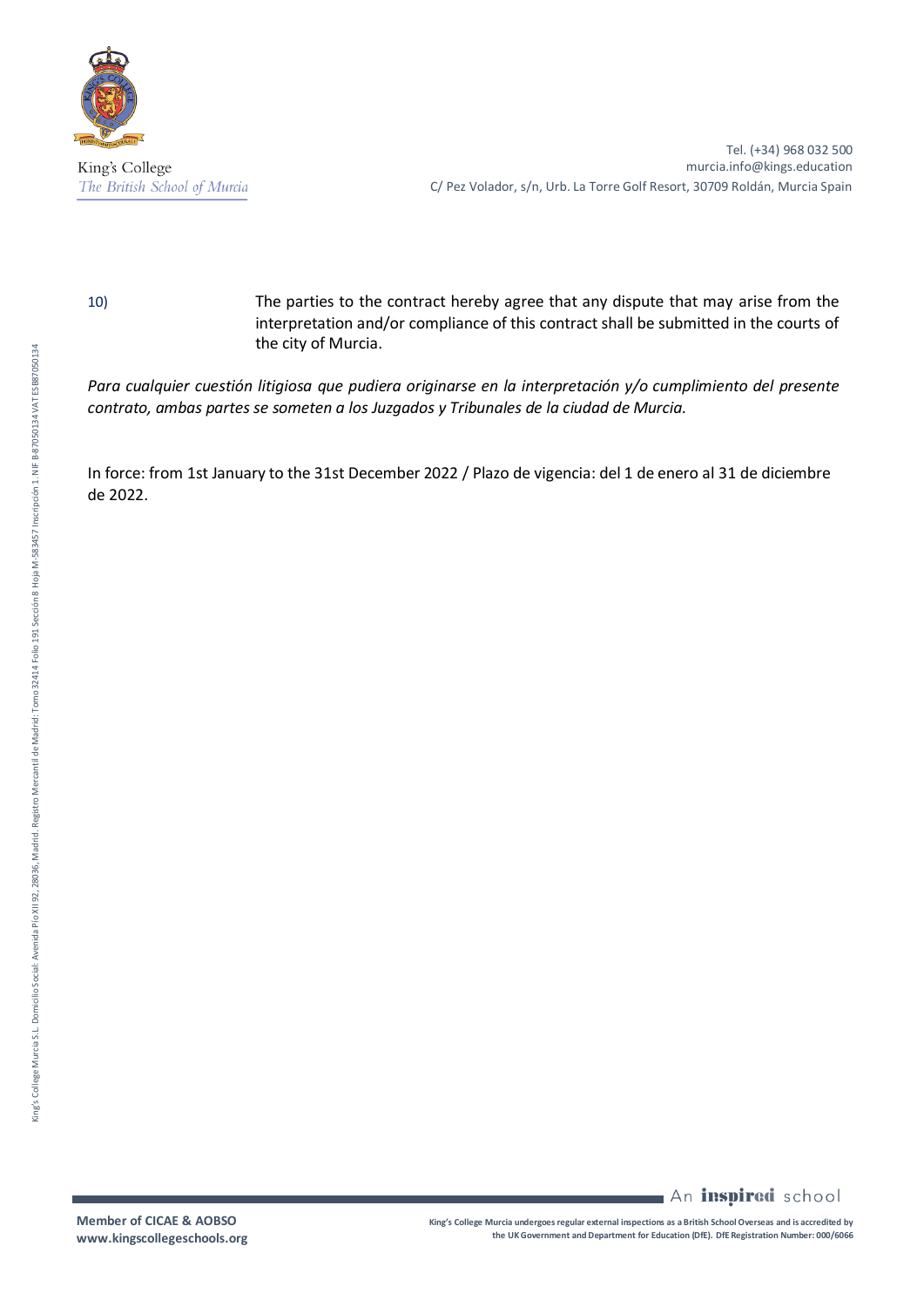10) The parties to the contract hereby agree that any dispute that may arise from the interpretation and/or compliance of this contract shall be submitted in the courts of the city of Murcia.

*Para cualquier cuestión litigiosa que pudiera originarse en la interpretación y/o cumplimiento del presente contrato, ambas partes se someten a los Juzgados y Tribunales de la ciudad de Murcia.*

In force: from 1st January to the 31st December 2022 / Plazo de vigencia: del 1 de enero al 31 de diciembre de 2022.